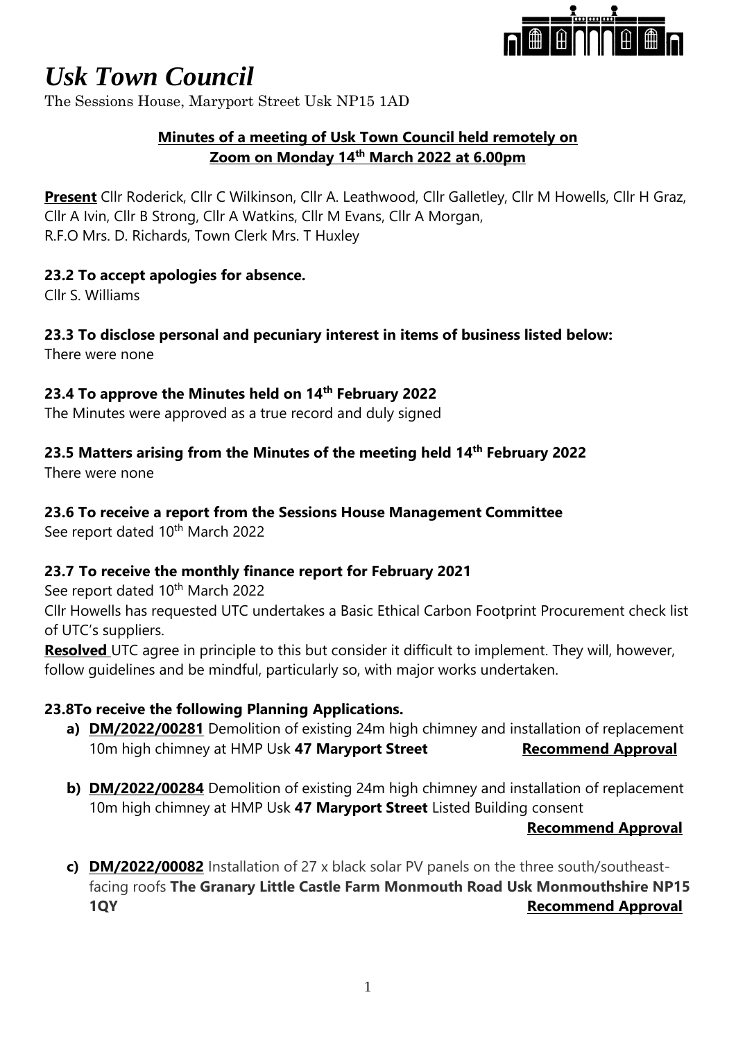# *Usk Town Council*

The Sessions House, Maryport Street Usk NP15 1AD

**Minutes of a meeting of Usk Town Council held remotely on Zoom on Monday 14th March 2022 at 6.00pm**

**Present** Cllr Roderick, Cllr C Wilkinson, Cllr A. Leathwood, Cllr Galletley, Cllr M Howells, Cllr H Graz, Cllr A Ivin, Cllr B Strong, Cllr A Watkins, Cllr M Evans, Cllr A Morgan,
R.F.O Mrs. D. Richards, Town Clerk Mrs. T Huxley

### 23.2 To accept apologies for absence.

Cllr S. Williams

### 23.3 To disclose personal and pecuniary interest in items of business listed below:

There were none

### 23.4 To approve the Minutes held on 14th February 2022

The Minutes were approved as a true record and duly signed

### 23.5 Matters arising from the Minutes of the meeting held 14th February 2022

There were none

### 23.6 To receive a report from the Sessions House Management Committee

See report dated 10th March 2022

### 23.7 To receive the monthly finance report for February 2021

See report dated 10th March 2022

Cllr Howells has requested UTC undertakes a Basic Ethical Carbon Footprint Procurement check list of UTC's suppliers.

**Resolved** UTC agree in principle to this but consider it difficult to implement. They will, however, follow guidelines and be mindful, particularly so, with major works undertaken.

### 23.8To receive the following Planning Applications.

a) **DM/2022/00281** Demolition of existing 24m high chimney and installation of replacement 10m high chimney at HMP Usk **47 Maryport Street** **Recommend Approval**

b) **DM/2022/00284** Demolition of existing 24m high chimney and installation of replacement 10m high chimney at HMP Usk **47 Maryport Street** Listed Building consent **Recommend Approval**

c) **DM/2022/00082** Installation of 27 x black solar PV panels on the three south/southeast-facing roofs **The Granary Little Castle Farm Monmouth Road Usk Monmouthshire NP15 1QY** **Recommend Approval**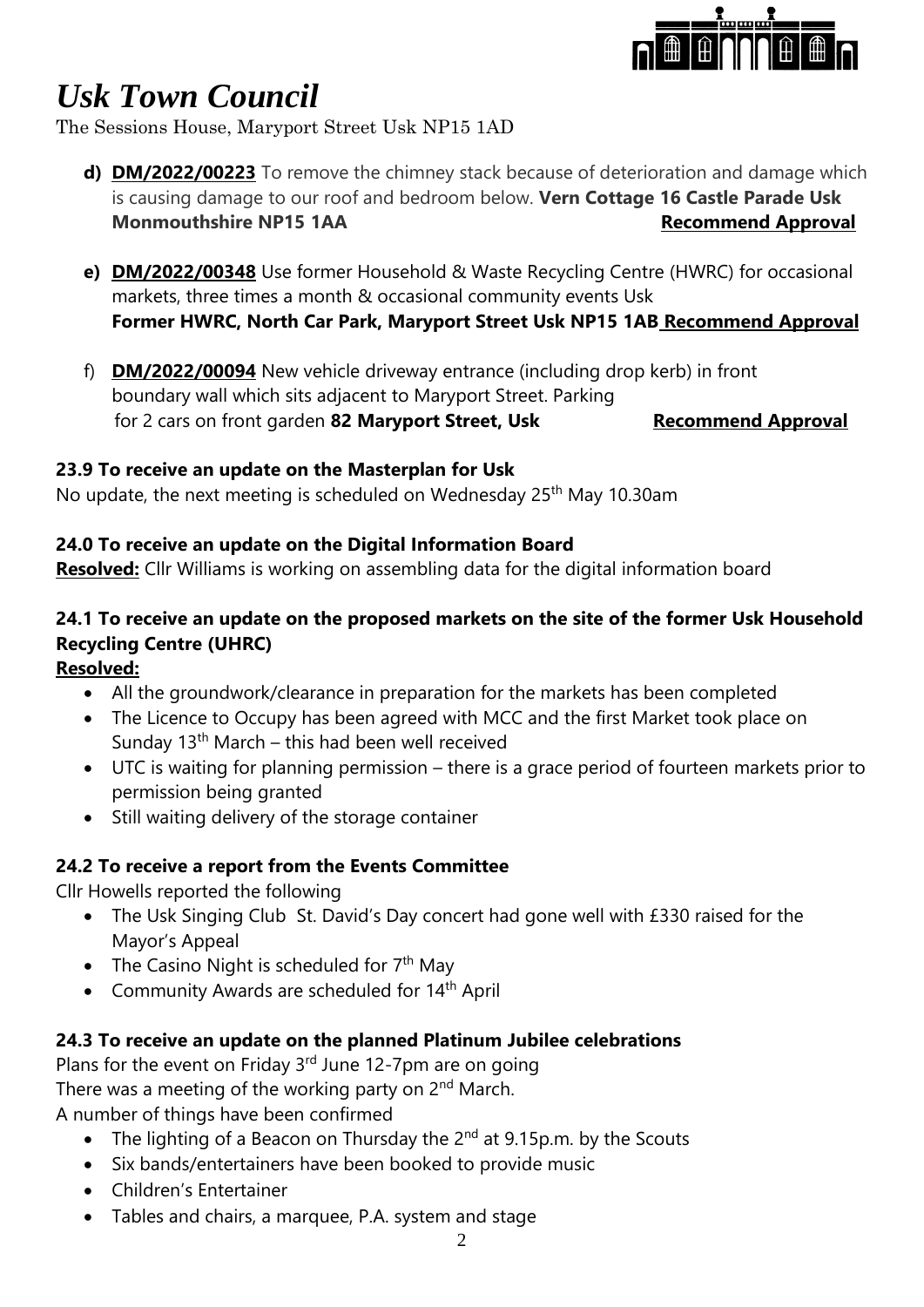# *Usk Town Council*

The Sessions House, Maryport Street Usk NP15 1AD

- **d) DM/2022/00223** To remove the chimney stack because of deterioration and damage which is causing damage to our roof and bedroom below. **Vern Cottage 16 Castle Parade Usk Monmouthshire NP15 1AA** **Recommend Approval**

- **e) DM/2022/00348** Use former Household & Waste Recycling Centre (HWRC) for occasional markets, three times a month & occasional community events Usk **Former HWRC, North Car Park, Maryport Street Usk NP15 1AB** **Recommend Approval**

- f) **DM/2022/00094** New vehicle driveway entrance (including drop kerb) in front boundary wall which sits adjacent to Maryport Street. Parking for 2 cars on front garden **82 Maryport Street, Usk** **Recommend Approval**

**23.9 To receive an update on the Masterplan for Usk**

No update, the next meeting is scheduled on Wednesday 25th May 10.30am

**24.0 To receive an update on the Digital Information Board**

**Resolved:** Cllr Williams is working on assembling data for the digital information board

**24.1 To receive an update on the proposed markets on the site of the former Usk Household Recycling Centre (UHRC)**

**Resolved:**

- All the groundwork/clearance in preparation for the markets has been completed
- The Licence to Occupy has been agreed with MCC and the first Market took place on Sunday 13th March – this had been well received
- UTC is waiting for planning permission – there is a grace period of fourteen markets prior to permission being granted
- Still waiting delivery of the storage container

**24.2 To receive a report from the Events Committee**

Cllr Howells reported the following

- The Usk Singing Club St. David's Day concert had gone well with £330 raised for the Mayor's Appeal
- The Casino Night is scheduled for 7th May
- Community Awards are scheduled for 14th April

**24.3 To receive an update on the planned Platinum Jubilee celebrations**

Plans for the event on Friday 3rd June 12-7pm are on going

There was a meeting of the working party on 2nd March.

A number of things have been confirmed

- The lighting of a Beacon on Thursday the 2nd at 9.15p.m. by the Scouts
- Six bands/entertainers have been booked to provide music
- Children's Entertainer
- Tables and chairs, a marquee, P.A. system and stage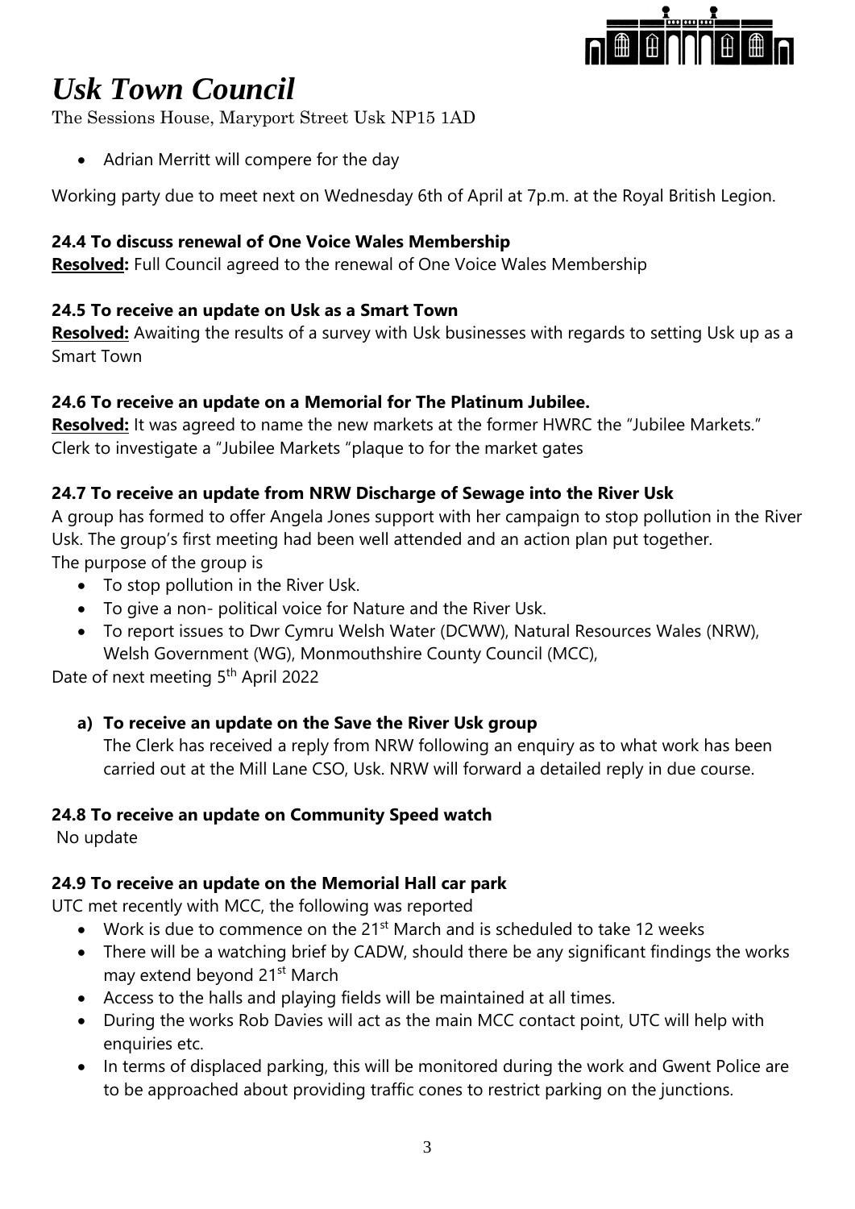# *Usk Town Council*

The Sessions House, Maryport Street Usk NP15 1AD

- Adrian Merritt will compere for the day

Working party due to meet next on Wednesday 6th of April at 7p.m. at the Royal British Legion.

**24.4 To discuss renewal of One Voice Wales Membership**

**Resolved:** Full Council agreed to the renewal of One Voice Wales Membership

**24.5 To receive an update on Usk as a Smart Town**

**Resolved:** Awaiting the results of a survey with Usk businesses with regards to setting Usk up as a Smart Town

**24.6 To receive an update on a Memorial for The Platinum Jubilee.**

**Resolved:** It was agreed to name the new markets at the former HWRC the "Jubilee Markets." Clerk to investigate a "Jubilee Markets "plaque to for the market gates

**24.7 To receive an update from NRW Discharge of Sewage into the River Usk**

A group has formed to offer Angela Jones support with her campaign to stop pollution in the River Usk. The group's first meeting had been well attended and an action plan put together.
The purpose of the group is

- To stop pollution in the River Usk.
- To give a non- political voice for Nature and the River Usk.
- To report issues to Dwr Cymru Welsh Water (DCWW), Natural Resources Wales (NRW), Welsh Government (WG), Monmouthshire County Council (MCC),

Date of next meeting 5th April 2022

**a) To receive an update on the Save the River Usk group**

The Clerk has received a reply from NRW following an enquiry as to what work has been carried out at the Mill Lane CSO, Usk. NRW will forward a detailed reply in due course.

**24.8 To receive an update on Community Speed watch**

No update

**24.9 To receive an update on the Memorial Hall car park**

UTC met recently with MCC, the following was reported

- Work is due to commence on the 21st March and is scheduled to take 12 weeks
- There will be a watching brief by CADW, should there be any significant findings the works may extend beyond 21st March
- Access to the halls and playing fields will be maintained at all times.
- During the works Rob Davies will act as the main MCC contact point, UTC will help with enquiries etc.
- In terms of displaced parking, this will be monitored during the work and Gwent Police are to be approached about providing traffic cones to restrict parking on the junctions.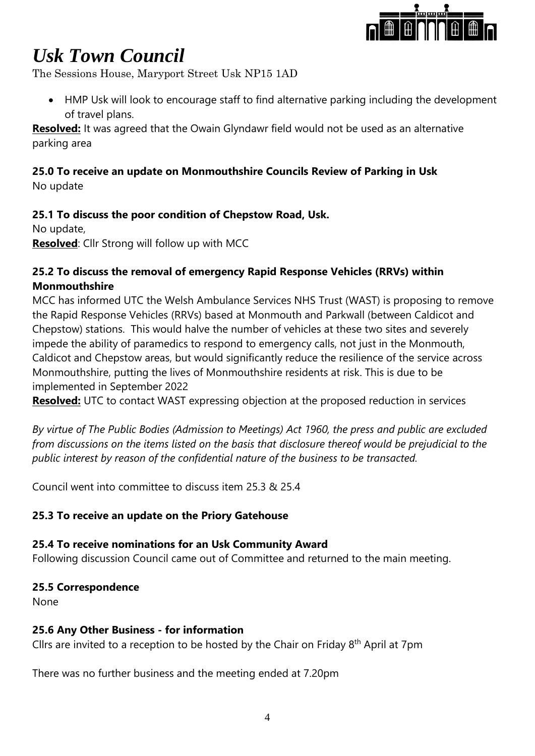# *Usk Town Council*

The Sessions House, Maryport Street Usk NP15 1AD

- HMP Usk will look to encourage staff to find alternative parking including the development of travel plans.

**Resolved:** It was agreed that the Owain Glyndawr field would not be used as an alternative parking area

**25.0 To receive an update on Monmouthshire Councils Review of Parking in Usk**

No update

**25.1 To discuss the poor condition of Chepstow Road, Usk.**

No update,

**Resolved**: Cllr Strong will follow up with MCC

**25.2 To discuss the removal of emergency Rapid Response Vehicles (RRVs) within Monmouthshire**

MCC has informed UTC the Welsh Ambulance Services NHS Trust (WAST) is proposing to remove the Rapid Response Vehicles (RRVs) based at Monmouth and Parkwall (between Caldicot and Chepstow) stations. This would halve the number of vehicles at these two sites and severely impede the ability of paramedics to respond to emergency calls, not just in the Monmouth, Caldicot and Chepstow areas, but would significantly reduce the resilience of the service across Monmouthshire, putting the lives of Monmouthshire residents at risk. This is due to be implemented in September 2022

**Resolved:** UTC to contact WAST expressing objection at the proposed reduction in services

*By virtue of The Public Bodies (Admission to Meetings) Act 1960, the press and public are excluded from discussions on the items listed on the basis that disclosure thereof would be prejudicial to the public interest by reason of the confidential nature of the business to be transacted.*

Council went into committee to discuss item 25.3 & 25.4

**25.3 To receive an update on the Priory Gatehouse**

**25.4 To receive nominations for an Usk Community Award**

Following discussion Council came out of Committee and returned to the main meeting.

**25.5 Correspondence**

None

**25.6 Any Other Business - for information**

Cllrs are invited to a reception to be hosted by the Chair on Friday 8th April at 7pm

There was no further business and the meeting ended at 7.20pm